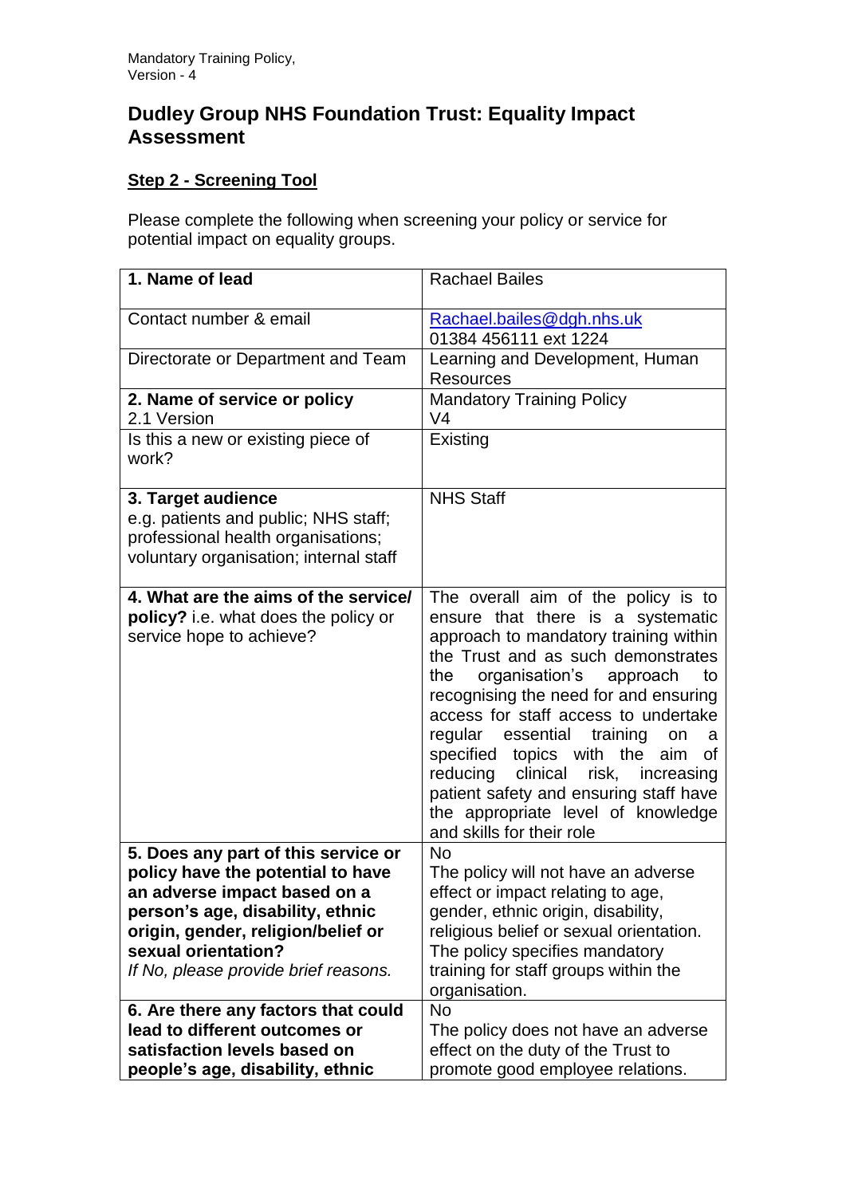# Dudley Group NHS Foundation Trust: Equality Impact Assessment

## Step 2 - Screening Tool

Please complete the following when screening your policy or service for potential impact on equality groups.

| | |
|---|---|
| **1. Name of lead** | Rachael Bailes |
| Contact number & email | Rachael.bailes@dgh.nhs.uk<br>01384 456111 ext 1224 |
| Directorate or Department and Team | Learning and Development, Human Resources |
| **2. Name of service or policy**<br>2.1 Version | Mandatory Training Policy<br>V4 |
| Is this a new or existing piece of work? | Existing |
| **3. Target audience**<br>e.g. patients and public; NHS staff; professional health organisations; voluntary organisation; internal staff | NHS Staff |
| **4. What are the aims of the service/ policy?** i.e. what does the policy or service hope to achieve? | The overall aim of the policy is to ensure that there is a systematic approach to mandatory training within the Trust and as such demonstrates the organisation's approach to recognising the need for and ensuring access for staff access to undertake regular essential training on a specified topics with the aim of reducing clinical risk, increasing patient safety and ensuring staff have the appropriate level of knowledge and skills for their role |
| **5. Does any part of this service or policy have the potential to have an adverse impact based on a person's age, disability, ethnic origin, gender, religion/belief or sexual orientation?**<br>*If No, please provide brief reasons.* | No<br>The policy will not have an adverse effect or impact relating to age, gender, ethnic origin, disability, religious belief or sexual orientation. The policy specifies mandatory training for staff groups within the organisation. |
| **6. Are there any factors that could lead to different outcomes or satisfaction levels based on people's age, disability, ethnic** | No<br>The policy does not have an adverse effect on the duty of the Trust to promote good employee relations. |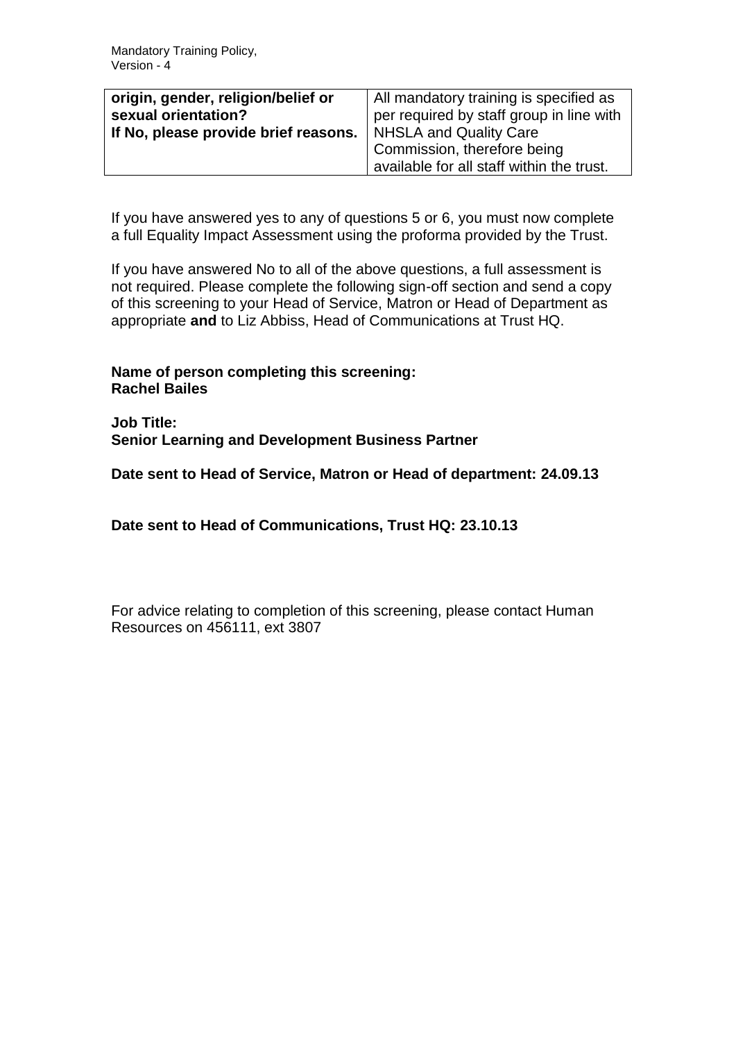| | |
|---|---|
| **origin, gender, religion/belief or sexual orientation?**<br>**If No, please provide brief reasons.** | All mandatory training is specified as per required by staff group in line with NHSLA and Quality Care Commission, therefore being available for all staff within the trust. |

If you have answered yes to any of questions 5 or 6, you must now complete a full Equality Impact Assessment using the proforma provided by the Trust.

If you have answered No to all of the above questions, a full assessment is not required. Please complete the following sign-off section and send a copy of this screening to your Head of Service, Matron or Head of Department as appropriate **and** to Liz Abbiss, Head of Communications at Trust HQ.

**Name of person completing this screening:**
**Rachel Bailes**

**Job Title:**
**Senior Learning and Development Business Partner**

**Date sent to Head of Service, Matron or Head of department: 24.09.13**

**Date sent to Head of Communications, Trust HQ: 23.10.13**

For advice relating to completion of this screening, please contact Human Resources on 456111, ext 3807